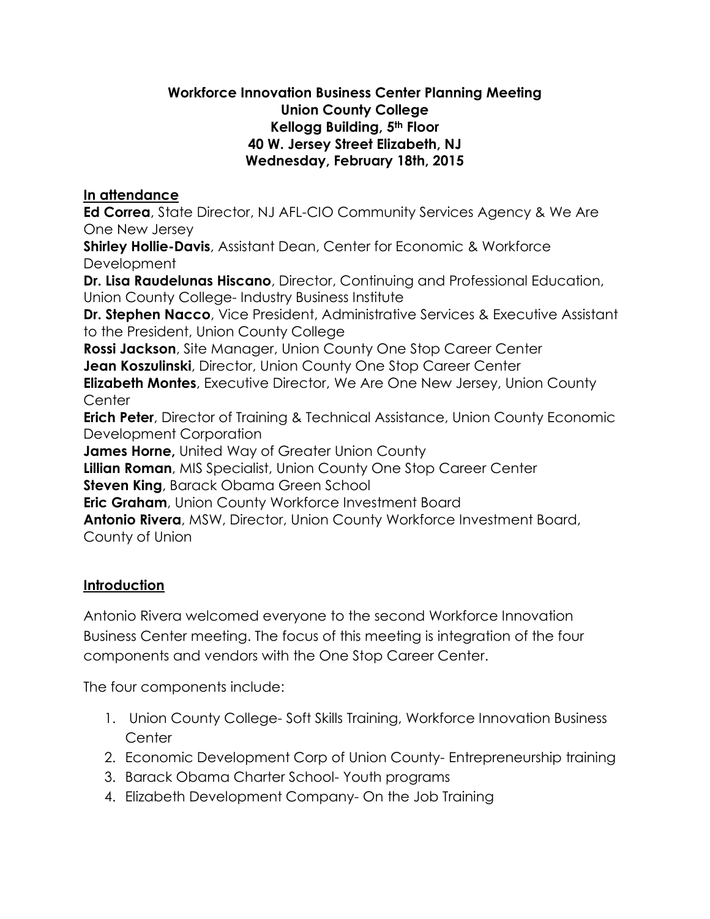# Workforce Innovation Business Center Planning Meeting
# Union County College
# Kellogg Building, 5th Floor
# 40 W. Jersey Street Elizabeth, NJ
# Wednesday, February 18th, 2015

## In attendance

**Ed Correa**, State Director, NJ AFL-CIO Community Services Agency & We Are One New Jersey
**Shirley Hollie-Davis**, Assistant Dean, Center for Economic & Workforce Development
**Dr. Lisa Raudelunas Hiscano**, Director, Continuing and Professional Education, Union County College- Industry Business Institute
**Dr. Stephen Nacco**, Vice President, Administrative Services & Executive Assistant to the President, Union County College
**Rossi Jackson**, Site Manager, Union County One Stop Career Center
**Jean Koszulinski**, Director, Union County One Stop Career Center
**Elizabeth Montes**, Executive Director, We Are One New Jersey, Union County Center
**Erich Peter**, Director of Training & Technical Assistance, Union County Economic Development Corporation
**James Horne,** United Way of Greater Union County
**Lillian Roman**, MIS Specialist, Union County One Stop Career Center
**Steven King**, Barack Obama Green School
**Eric Graham**, Union County Workforce Investment Board
**Antonio Rivera**, MSW, Director, Union County Workforce Investment Board, County of Union

## Introduction

Antonio Rivera welcomed everyone to the second Workforce Innovation Business Center meeting. The focus of this meeting is integration of the four components and vendors with the One Stop Career Center.

The four components include:

1. Union County College- Soft Skills Training, Workforce Innovation Business Center
2. Economic Development Corp of Union County- Entrepreneurship training
3. Barack Obama Charter School- Youth programs
4. Elizabeth Development Company- On the Job Training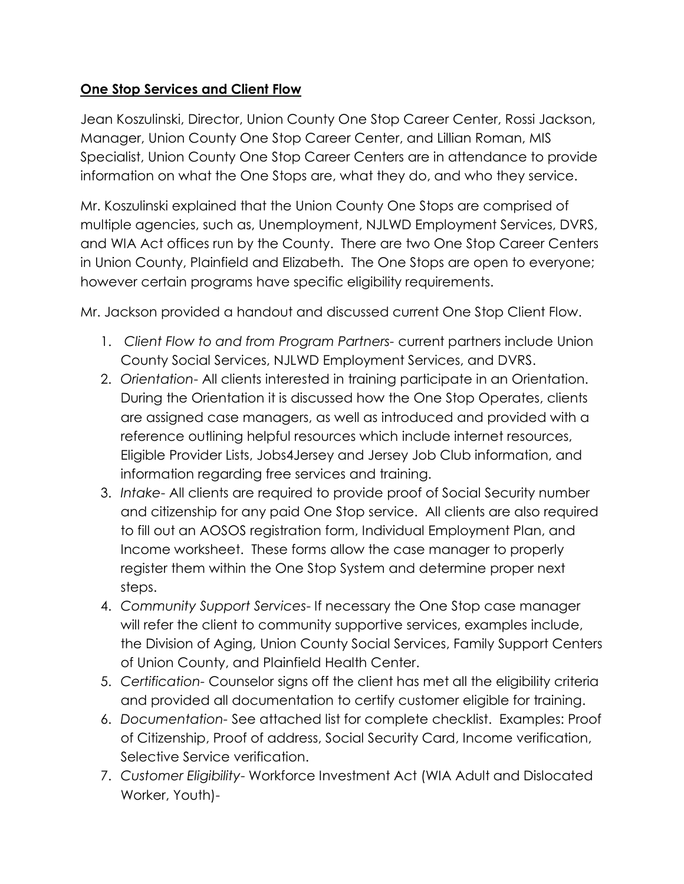**One Stop Services and Client Flow**

Jean Koszulinski, Director, Union County One Stop Career Center, Rossi Jackson, Manager, Union County One Stop Career Center, and Lillian Roman, MIS Specialist, Union County One Stop Career Centers are in attendance to provide information on what the One Stops are, what they do, and who they service.

Mr. Koszulinski explained that the Union County One Stops are comprised of multiple agencies, such as, Unemployment, NJLWD Employment Services, DVRS, and WIA Act offices run by the County. There are two One Stop Career Centers in Union County, Plainfield and Elizabeth. The One Stops are open to everyone; however certain programs have specific eligibility requirements.

Mr. Jackson provided a handout and discussed current One Stop Client Flow.

1. *Client Flow to and from Program Partners*- current partners include Union County Social Services, NJLWD Employment Services, and DVRS.
2. *Orientation*- All clients interested in training participate in an Orientation. During the Orientation it is discussed how the One Stop Operates, clients are assigned case managers, as well as introduced and provided with a reference outlining helpful resources which include internet resources, Eligible Provider Lists, Jobs4Jersey and Jersey Job Club information, and information regarding free services and training.
3. *Intake*- All clients are required to provide proof of Social Security number and citizenship for any paid One Stop service. All clients are also required to fill out an AOSOS registration form, Individual Employment Plan, and Income worksheet. These forms allow the case manager to properly register them within the One Stop System and determine proper next steps.
4. *Community Support Services*- If necessary the One Stop case manager will refer the client to community supportive services, examples include, the Division of Aging, Union County Social Services, Family Support Centers of Union County, and Plainfield Health Center.
5. *Certification*- Counselor signs off the client has met all the eligibility criteria and provided all documentation to certify customer eligible for training.
6. *Documentation*- See attached list for complete checklist. Examples: Proof of Citizenship, Proof of address, Social Security Card, Income verification, Selective Service verification.
7. *Customer Eligibility*- Workforce Investment Act (WIA Adult and Dislocated Worker, Youth)-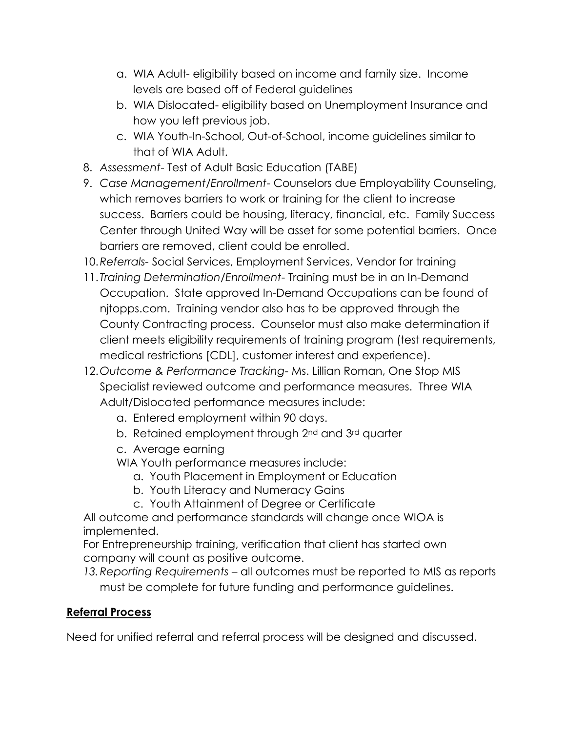a. WIA Adult- eligibility based on income and family size. Income levels are based off of Federal guidelines
   b. WIA Dislocated- eligibility based on Unemployment Insurance and how you left previous job.
   c. WIA Youth-In-School, Out-of-School, income guidelines similar to that of WIA Adult.
8. *Assessment*- Test of Adult Basic Education (TABE)
9. *Case Management/Enrollment*- Counselors due Employability Counseling, which removes barriers to work or training for the client to increase success. Barriers could be housing, literacy, financial, etc. Family Success Center through United Way will be asset for some potential barriers. Once barriers are removed, client could be enrolled.
10. *Referrals*- Social Services, Employment Services, Vendor for training
11. *Training Determination/Enrollment*- Training must be in an In-Demand Occupation. State approved In-Demand Occupations can be found of njtopps.com. Training vendor also has to be approved through the County Contracting process. Counselor must also make determination if client meets eligibility requirements of training program (test requirements, medical restrictions [CDL], customer interest and experience).
12. *Outcome & Performance Tracking*- Ms. Lillian Roman, One Stop MIS Specialist reviewed outcome and performance measures. Three WIA Adult/Dislocated performance measures include:
    a. Entered employment within 90 days.
    b. Retained employment through 2nd and 3rd quarter
    c. Average earning

    WIA Youth performance measures include:
    a. Youth Placement in Employment or Education
    b. Youth Literacy and Numeracy Gains
    c. Youth Attainment of Degree or Certificate

All outcome and performance standards will change once WIOA is implemented.

For Entrepreneurship training, verification that client has started own company will count as positive outcome.

13. *Reporting Requirements* – all outcomes must be reported to MIS as reports must be complete for future funding and performance guidelines.

## Referral Process

Need for unified referral and referral process will be designed and discussed.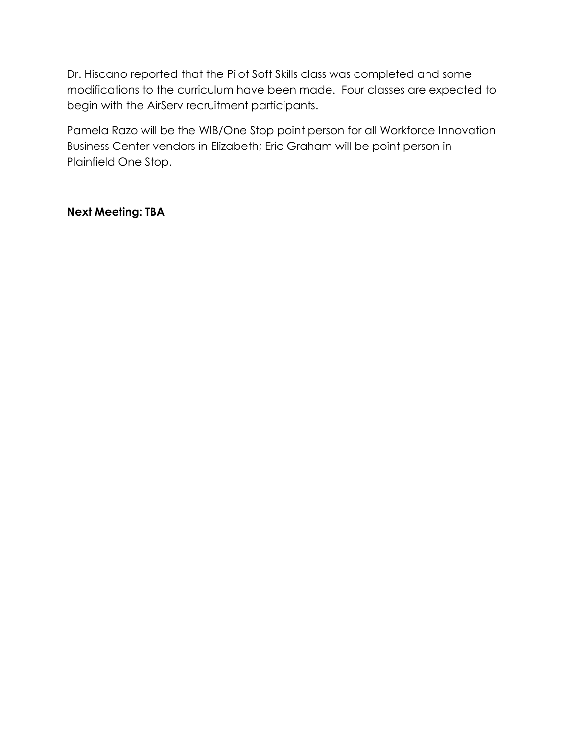Dr. Hiscano reported that the Pilot Soft Skills class was completed and some modifications to the curriculum have been made. Four classes are expected to begin with the AirServ recruitment participants.

Pamela Razo will be the WIB/One Stop point person for all Workforce Innovation Business Center vendors in Elizabeth; Eric Graham will be point person in Plainfield One Stop.

**Next Meeting: TBA**